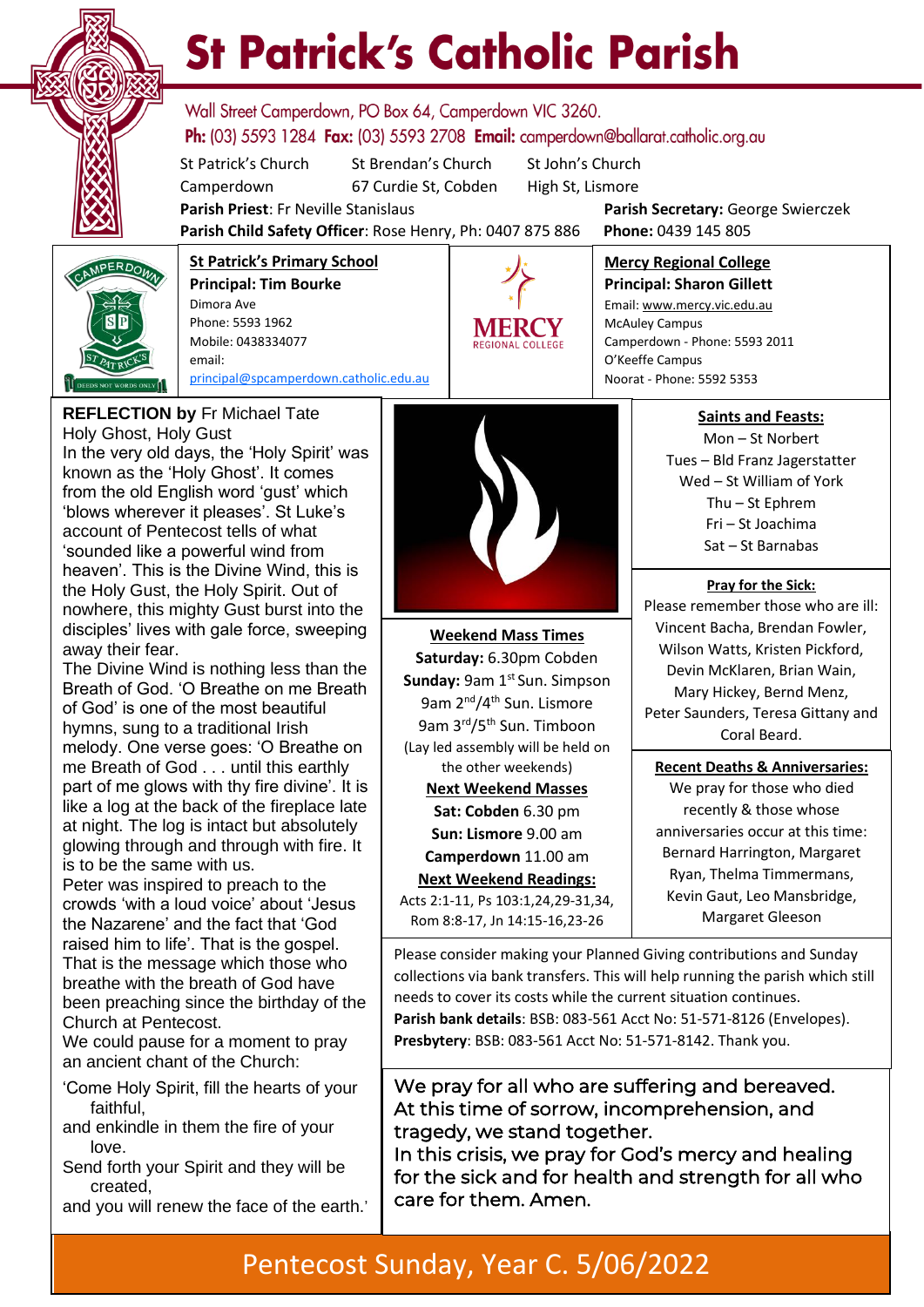# St Patrick's Catholic Parish

Wall Street Camperdown, PO Box 64, Camperdown VIC 3260.
**Ph:** (03) 5593 1284 **Fax:** (03) 5593 2708 **Email:** camperdown@ballarat.catholic.org.au

St Patrick's Church Camperdown
St Brendan's Church 67 Curdie St, Cobden
St John's Church High St, Lismore

**Parish Priest**: Fr Neville Stanislaus
**Parish Secretary:** George Swierczek
**Parish Child Safety Officer**: Rose Henry, Ph: 0407 875 886
**Phone:** 0439 145 805

**St Patrick's Primary School**
**Principal: Tim Bourke**
Dimora Ave
Phone: 5593 1962
Mobile: 0438334077
email:
principal@spcamperdown.catholic.edu.au

**Mercy Regional College**
**Principal: Sharon Gillett**
Email: www.mercy.vic.edu.au
McAuley Campus
Camperdown - Phone: 5593 2011
O'Keeffe Campus
Noorat - Phone: 5592 5353

## REFLECTION by Fr Michael Tate

Holy Ghost, Holy Gust

In the very old days, the 'Holy Spirit' was known as the 'Holy Ghost'. It comes from the old English word 'gust' which 'blows wherever it pleases'. St Luke's account of Pentecost tells of what 'sounded like a powerful wind from heaven'. This is the Divine Wind, this is the Holy Gust, the Holy Spirit. Out of nowhere, this mighty Gust burst into the disciples' lives with gale force, sweeping away their fear.

The Divine Wind is nothing less than the Breath of God. 'O Breathe on me Breath of God' is one of the most beautiful hymns, sung to a traditional Irish melody. One verse goes: 'O Breathe on me Breath of God . . . until this earthly part of me glows with thy fire divine'. It is like a log at the back of the fireplace late at night. The log is intact but absolutely glowing through and through with fire. It is to be the same with us.

Peter was inspired to preach to the crowds 'with a loud voice' about 'Jesus the Nazarene' and the fact that 'God raised him to life'. That is the gospel. That is the message which those who breathe with the breath of God have been preaching since the birthday of the Church at Pentecost.

We could pause for a moment to pray an ancient chant of the Church:

'Come Holy Spirit, fill the hearts of your faithful,
and enkindle in them the fire of your love.
Send forth your Spirit and they will be created,
and you will renew the face of the earth.'

**Weekend Mass Times**
**Saturday:** 6.30pm Cobden
**Sunday:** 9am 1st Sun. Simpson
9am 2nd/4th Sun. Lismore
9am 3rd/5th Sun. Timboon
(Lay led assembly will be held on the other weekends)

**Next Weekend Masses**
**Sat: Cobden** 6.30 pm
**Sun: Lismore** 9.00 am
**Camperdown** 11.00 am

**Next Weekend Readings:**
Acts 2:1-11, Ps 103:1,24,29-31,34, Rom 8:8-17, Jn 14:15-16,23-26

**Saints and Feasts:**
Mon – St Norbert
Tues – Bld Franz Jagerstatter
Wed – St William of York
Thu – St Ephrem
Fri – St Joachima
Sat – St Barnabas

**Pray for the Sick:**
Please remember those who are ill: Vincent Bacha, Brendan Fowler, Wilson Watts, Kristen Pickford, Devin McKlaren, Brian Wain, Mary Hickey, Bernd Menz, Peter Saunders, Teresa Gittany and Coral Beard.

**Recent Deaths & Anniversaries:**
We pray for those who died recently & those whose anniversaries occur at this time: Bernard Harrington, Margaret Ryan, Thelma Timmermans, Kevin Gaut, Leo Mansbridge, Margaret Gleeson

Please consider making your Planned Giving contributions and Sunday collections via bank transfers. This will help running the parish which still needs to cover its costs while the current situation continues.
**Parish bank details**: BSB: 083-561 Acct No: 51-571-8126 (Envelopes).
**Presbytery**: BSB: 083-561 Acct No: 51-571-8142. Thank you.

We pray for all who are suffering and bereaved. At this time of sorrow, incomprehension, and tragedy, we stand together.
In this crisis, we pray for God's mercy and healing for the sick and for health and strength for all who care for them. Amen.

Pentecost Sunday, Year C. 5/06/2022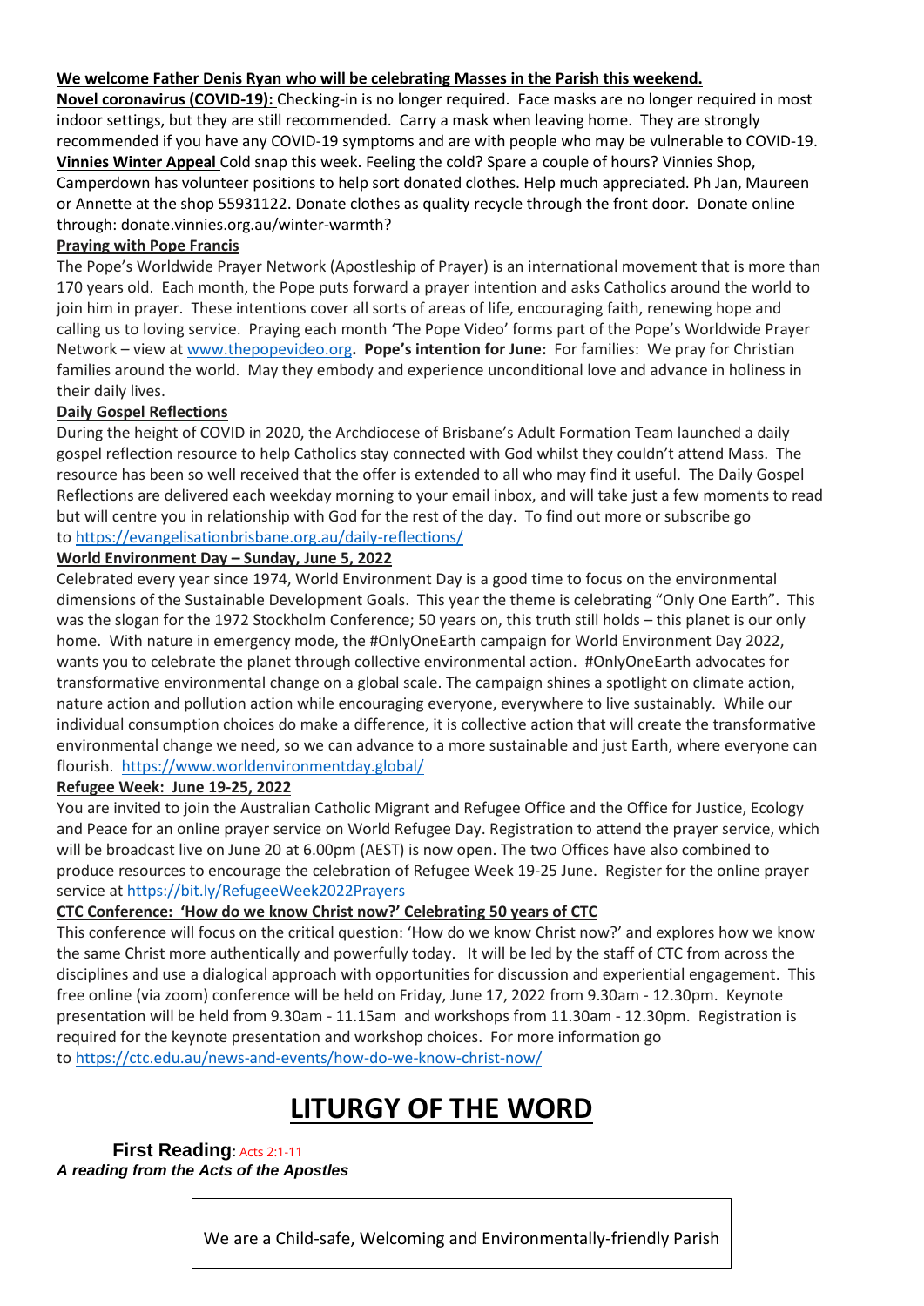**We welcome Father Denis Ryan who will be celebrating Masses in the Parish this weekend.**

**Novel coronavirus (COVID-19):** Checking-in is no longer required. Face masks are no longer required in most indoor settings, but they are still recommended. Carry a mask when leaving home. They are strongly recommended if you have any COVID-19 symptoms and are with people who may be vulnerable to COVID-19.

**Vinnies Winter Appeal** Cold snap this week. Feeling the cold? Spare a couple of hours? Vinnies Shop, Camperdown has volunteer positions to help sort donated clothes. Help much appreciated. Ph Jan, Maureen or Annette at the shop 55931122. Donate clothes as quality recycle through the front door. Donate online through: donate.vinnies.org.au/winter-warmth?

**Praying with Pope Francis**

The Pope's Worldwide Prayer Network (Apostleship of Prayer) is an international movement that is more than 170 years old. Each month, the Pope puts forward a prayer intention and asks Catholics around the world to join him in prayer. These intentions cover all sorts of areas of life, encouraging faith, renewing hope and calling us to loving service. Praying each month 'The Pope Video' forms part of the Pope's Worldwide Prayer Network – view at www.thepopevideo.org**. Pope's intention for June:** For families: We pray for Christian families around the world. May they embody and experience unconditional love and advance in holiness in their daily lives.

**Daily Gospel Reflections**

During the height of COVID in 2020, the Archdiocese of Brisbane's Adult Formation Team launched a daily gospel reflection resource to help Catholics stay connected with God whilst they couldn't attend Mass. The resource has been so well received that the offer is extended to all who may find it useful. The Daily Gospel Reflections are delivered each weekday morning to your email inbox, and will take just a few moments to read but will centre you in relationship with God for the rest of the day. To find out more or subscribe go to https://evangelisationbrisbane.org.au/daily-reflections/

**World Environment Day – Sunday, June 5, 2022**

Celebrated every year since 1974, World Environment Day is a good time to focus on the environmental dimensions of the Sustainable Development Goals. This year the theme is celebrating "Only One Earth". This was the slogan for the 1972 Stockholm Conference; 50 years on, this truth still holds – this planet is our only home. With nature in emergency mode, the #OnlyOneEarth campaign for World Environment Day 2022, wants you to celebrate the planet through collective environmental action. #OnlyOneEarth advocates for transformative environmental change on a global scale. The campaign shines a spotlight on climate action, nature action and pollution action while encouraging everyone, everywhere to live sustainably. While our individual consumption choices do make a difference, it is collective action that will create the transformative environmental change we need, so we can advance to a more sustainable and just Earth, where everyone can flourish. https://www.worldenvironmentday.global/

**Refugee Week: June 19-25, 2022**

You are invited to join the Australian Catholic Migrant and Refugee Office and the Office for Justice, Ecology and Peace for an online prayer service on World Refugee Day. Registration to attend the prayer service, which will be broadcast live on June 20 at 6.00pm (AEST) is now open. The two Offices have also combined to produce resources to encourage the celebration of Refugee Week 19-25 June. Register for the online prayer service at https://bit.ly/RefugeeWeek2022Prayers

**CTC Conference: 'How do we know Christ now?' Celebrating 50 years of CTC**

This conference will focus on the critical question: 'How do we know Christ now?' and explores how we know the same Christ more authentically and powerfully today. It will be led by the staff of CTC from across the disciplines and use a dialogical approach with opportunities for discussion and experiential engagement. This free online (via zoom) conference will be held on Friday, June 17, 2022 from 9.30am - 12.30pm. Keynote presentation will be held from 9.30am - 11.15am and workshops from 11.30am - 12.30pm. Registration is required for the keynote presentation and workshop choices. For more information go to https://ctc.edu.au/news-and-events/how-do-we-know-christ-now/

# LITURGY OF THE WORD

**First Reading**: Acts 2:1-11

***A reading from the Acts of the Apostles***

We are a Child-safe, Welcoming and Environmentally-friendly Parish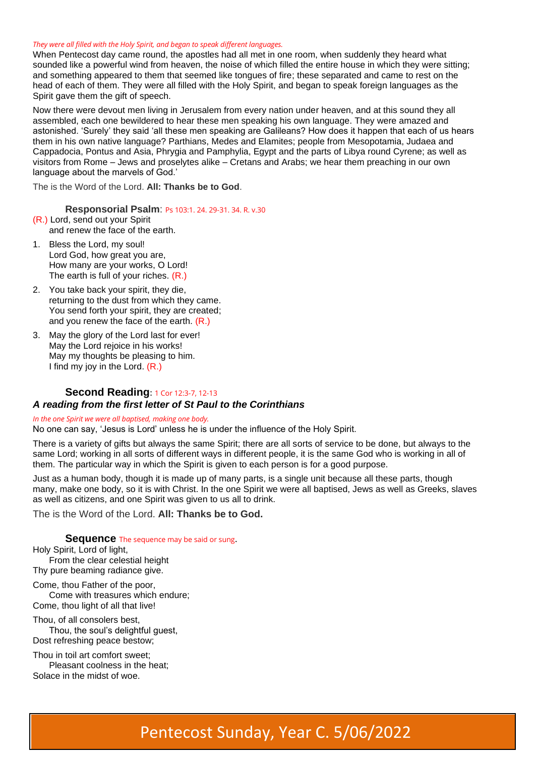*They were all filled with the Holy Spirit, and began to speak different languages.*

When Pentecost day came round, the apostles had all met in one room, when suddenly they heard what sounded like a powerful wind from heaven, the noise of which filled the entire house in which they were sitting; and something appeared to them that seemed like tongues of fire; these separated and came to rest on the head of each of them. They were all filled with the Holy Spirit, and began to speak foreign languages as the Spirit gave them the gift of speech.

Now there were devout men living in Jerusalem from every nation under heaven, and at this sound they all assembled, each one bewildered to hear these men speaking his own language. They were amazed and astonished. 'Surely' they said 'all these men speaking are Galileans? How does it happen that each of us hears them in his own native language? Parthians, Medes and Elamites; people from Mesopotamia, Judaea and Cappadocia, Pontus and Asia, Phrygia and Pamphylia, Egypt and the parts of Libya round Cyrene; as well as visitors from Rome – Jews and proselytes alike – Cretans and Arabs; we hear them preaching in our own language about the marvels of God.'

The is the Word of the Lord. **All: Thanks be to God**.

### Responsorial Psalm: Ps 103:1. 24. 29-31. 34. R. v.30

(R.) Lord, send out your Spirit
and renew the face of the earth.

1. Bless the Lord, my soul!
   Lord God, how great you are,
   How many are your works, O Lord!
   The earth is full of your riches. (R.)
2. You take back your spirit, they die,
   returning to the dust from which they came.
   You send forth your spirit, they are created;
   and you renew the face of the earth. (R.)
3. May the glory of the Lord last for ever!
   May the Lord rejoice in his works!
   May my thoughts be pleasing to him.
   I find my joy in the Lord. (R.)

### Second Reading: 1 Cor 12:3-7, 12-13

***A reading from the first letter of St Paul to the Corinthians***

*In the one Spirit we were all baptised, making one body.*

No one can say, 'Jesus is Lord' unless he is under the influence of the Holy Spirit.

There is a variety of gifts but always the same Spirit; there are all sorts of service to be done, but always to the same Lord; working in all sorts of different ways in different people, it is the same God who is working in all of them. The particular way in which the Spirit is given to each person is for a good purpose.

Just as a human body, though it is made up of many parts, is a single unit because all these parts, though many, make one body, so it is with Christ. In the one Spirit we were all baptised, Jews as well as Greeks, slaves as well as citizens, and one Spirit was given to us all to drink.

The is the Word of the Lord. **All: Thanks be to God.**

### Sequence The sequence may be said or sung.

Holy Spirit, Lord of light,
From the clear celestial height
Thy pure beaming radiance give.

Come, thou Father of the poor,
Come with treasures which endure;
Come, thou light of all that live!

Thou, of all consolers best,
Thou, the soul's delightful guest,
Dost refreshing peace bestow;

Thou in toil art comfort sweet;
Pleasant coolness in the heat;
Solace in the midst of woe.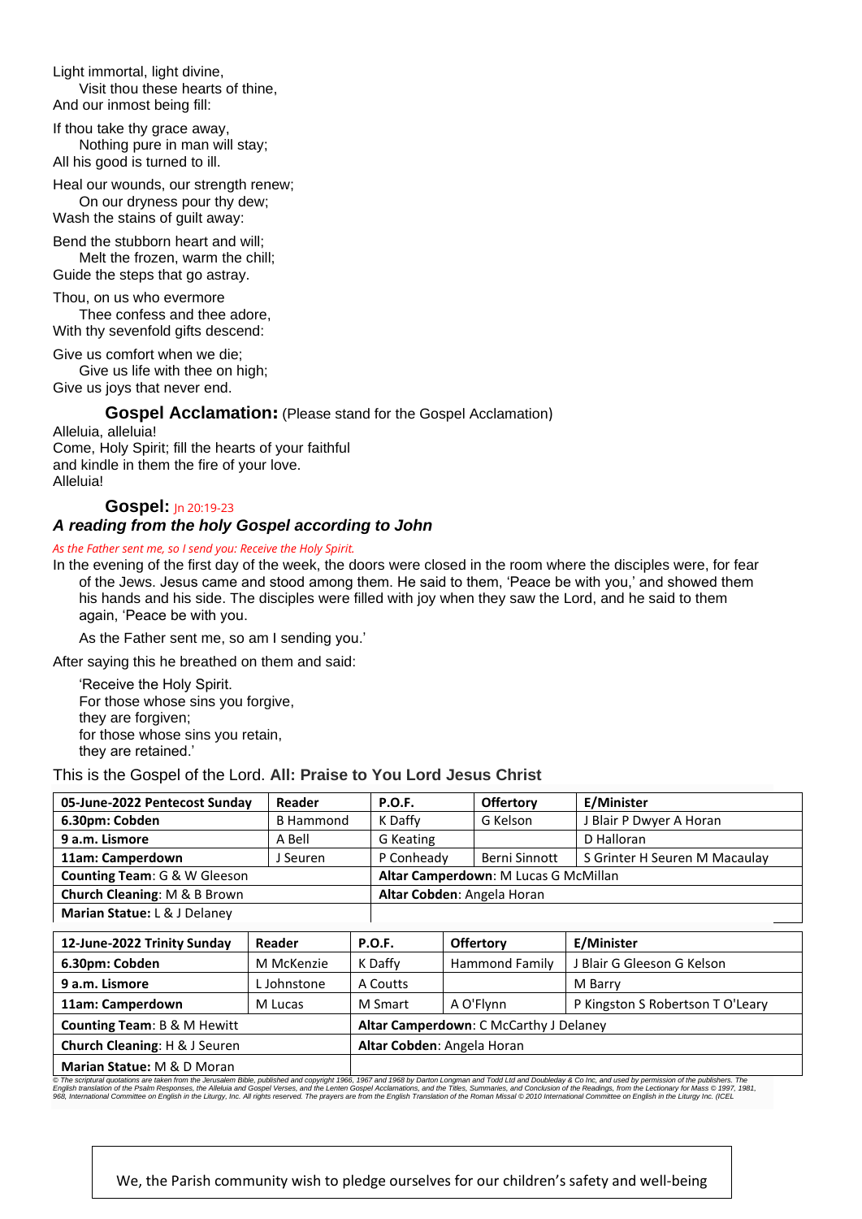Light immortal, light divine,
Visit thou these hearts of thine,
And our inmost being fill:

If thou take thy grace away,
Nothing pure in man will stay;
All his good is turned to ill.

Heal our wounds, our strength renew;
On our dryness pour thy dew;
Wash the stains of guilt away:

Bend the stubborn heart and will;
Melt the frozen, warm the chill;
Guide the steps that go astray.

Thou, on us who evermore
Thee confess and thee adore,
With thy sevenfold gifts descend:

Give us comfort when we die;
Give us life with thee on high;
Give us joys that never end.

### Gospel Acclamation: (Please stand for the Gospel Acclamation)

Alleluia, alleluia!
Come, Holy Spirit; fill the hearts of your faithful
and kindle in them the fire of your love.
Alleluia!

### Gospel: Jn 20:19-23

***A reading from the holy Gospel according to John***

*As the Father sent me, so I send you: Receive the Holy Spirit.*

In the evening of the first day of the week, the doors were closed in the room where the disciples were, for fear of the Jews. Jesus came and stood among them. He said to them, 'Peace be with you,' and showed them his hands and his side. The disciples were filled with joy when they saw the Lord, and he said to them again, 'Peace be with you.

As the Father sent me, so am I sending you.'

After saying this he breathed on them and said:

'Receive the Holy Spirit.
For those whose sins you forgive,
they are forgiven;
for those whose sins you retain,
they are retained.'

This is the Gospel of the Lord. **All: Praise to You Lord Jesus Christ**

| 05-June-2022 Pentecost Sunday | Reader | P.O.F. | Offertory | E/Minister |
|---|---|---|---|---|
| **6.30pm: Cobden** | B Hammond | K Daffy | G Kelson | J Blair P Dwyer A Horan |
| **9 a.m. Lismore** | A Bell | G Keating | | D Halloran |
| **11am: Camperdown** | J Seuren | P Conheady | Berni Sinnott | S Grinter H Seuren M Macaulay |
| **Counting Team**: G & W Gleeson | | **Altar Camperdown**: M Lucas G McMillan | | |
| **Church Cleaning**: M & B Brown | | **Altar Cobden**: Angela Horan | | |
| **Marian Statue:** L & J Delaney | | | | |

| 12-June-2022 Trinity Sunday | Reader | P.O.F. | Offertory | E/Minister |
|---|---|---|---|---|
| **6.30pm: Cobden** | M McKenzie | K Daffy | Hammond Family | J Blair G Gleeson G Kelson |
| **9 a.m. Lismore** | L Johnstone | A Coutts | | M Barry |
| **11am: Camperdown** | M Lucas | M Smart | A O'Flynn | P Kingston S Robertson T O'Leary |
| **Counting Team**: B & M Hewitt | | **Altar Camperdown**: C McCarthy J Delaney | | |
| **Church Cleaning**: H & J Seuren | | **Altar Cobden**: Angela Horan | | |
| **Marian Statue:** M & D Moran | | | | |

*© The scriptural quotations are taken from the Jerusalem Bible, published and copyright 1966, 1967 and 1968 by Darton Longman and Todd Ltd and Doubleday & Co Inc, and used by permission of the publishers. The English translation of the Psalm Responses, the Alleluia and Gospel Verses, and the Lenten Gospel Acclamations, and the Titles, Summaries, and Conclusion of the Readings, from the Lectionary for Mass © 1997, 1981, 968, International Committee on English in the Liturgy, Inc. All rights reserved. The prayers are from the English Translation of the Roman Missal © 2010 International Committee on English in the Liturgy Inc. (ICEL*

We, the Parish community wish to pledge ourselves for our children's safety and well-being